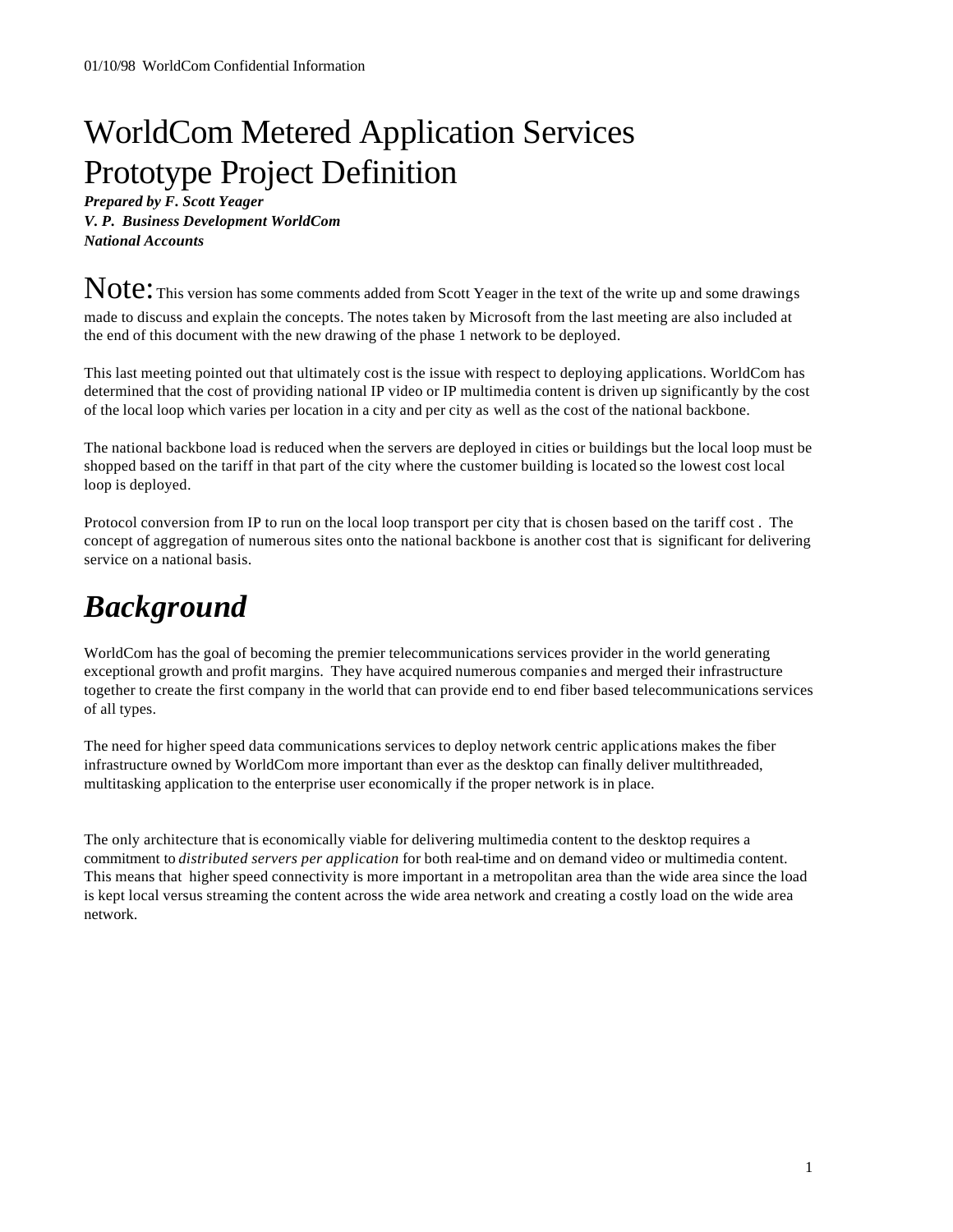01/10/98 WorldCom Confidential Information

# WorldCom Metered Application Services Prototype Project Definition

***Prepared by F. Scott Yeager***
***V. P. Business Development WorldCom***
***National Accounts***

Note: This version has some comments added from Scott Yeager in the text of the write up and some drawings made to discuss and explain the concepts. The notes taken by Microsoft from the last meeting are also included at the end of this document with the new drawing of the phase 1 network to be deployed.

This last meeting pointed out that ultimately cost is the issue with respect to deploying applications. WorldCom has determined that the cost of providing national IP video or IP multimedia content is driven up significantly by the cost of the local loop which varies per location in a city and per city as well as the cost of the national backbone.

The national backbone load is reduced when the servers are deployed in cities or buildings but the local loop must be shopped based on the tariff in that part of the city where the customer building is located so the lowest cost local loop is deployed.

Protocol conversion from IP to run on the local loop transport per city that is chosen based on the tariff cost . The concept of aggregation of numerous sites onto the national backbone is another cost that is significant for delivering service on a national basis.

## *Background*

WorldCom has the goal of becoming the premier telecommunications services provider in the world generating exceptional growth and profit margins. They have acquired numerous companies and merged their infrastructure together to create the first company in the world that can provide end to end fiber based telecommunications services of all types.

The need for higher speed data communications services to deploy network centric applications makes the fiber infrastructure owned by WorldCom more important than ever as the desktop can finally deliver multithreaded, multitasking application to the enterprise user economically if the proper network is in place.

The only architecture that is economically viable for delivering multimedia content to the desktop requires a commitment to *distributed servers per application* for both real-time and on demand video or multimedia content. This means that higher speed connectivity is more important in a metropolitan area than the wide area since the load is kept local versus streaming the content across the wide area network and creating a costly load on the wide area network.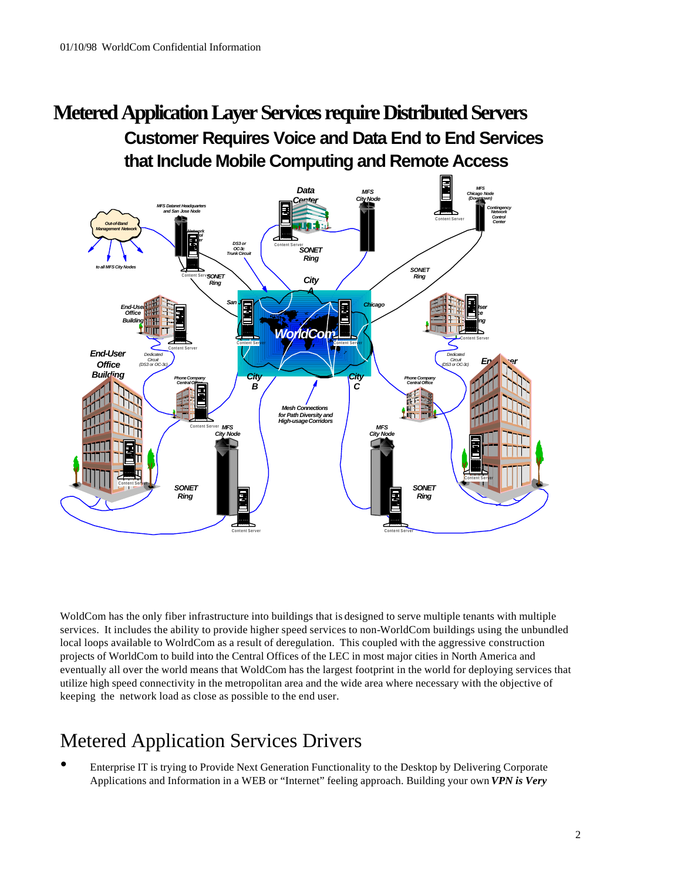# Metered Application Layer Services require Distributed Servers

## Customer Requires Voice and Data End to End Services that Include Mobile Computing and Remote Access

WoldCom has the only fiber infrastructure into buildings that is designed to serve multiple tenants with multiple services. It includes the ability to provide higher speed services to non-WorldCom buildings using the unbundled local loops available to WolrdCom as a result of deregulation. This coupled with the aggressive construction projects of WorldCom to build into the Central Offices of the LEC in most major cities in North America and eventually all over the world means that WoldCom has the largest footprint in the world for deploying services that utilize high speed connectivity in the metropolitan area and the wide area where necessary with the objective of keeping the network load as close as possible to the end user.

# Metered Application Services Drivers

- Enterprise IT is trying to Provide Next Generation Functionality to the Desktop by Delivering Corporate Applications and Information in a WEB or "Internet" feeling approach. Building your own ***VPN is Very***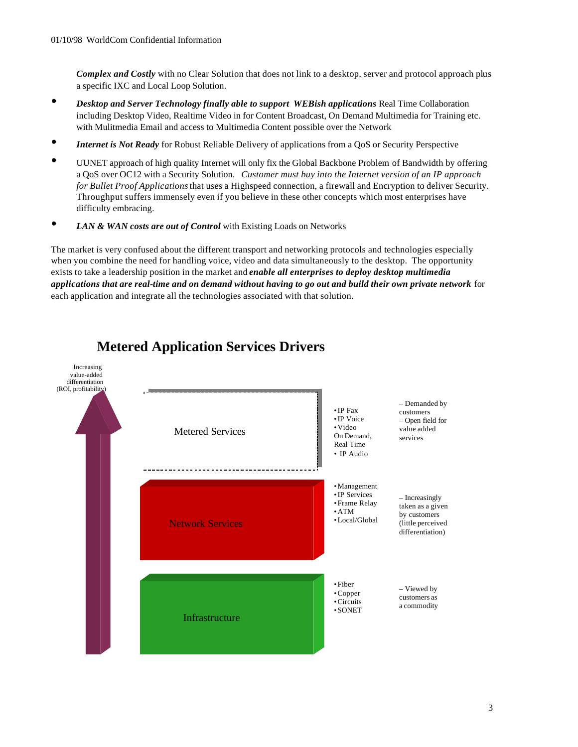***Complex and Costly*** with no Clear Solution that does not link to a desktop, server and protocol approach plus a specific IXC and Local Loop Solution.

- ***Desktop and Server Technology finally able to support WEBish applications*** Real Time Collaboration including Desktop Video, Realtime Video in for Content Broadcast, On Demand Multimedia for Training etc. with Mulitmedia Email and access to Multimedia Content possible over the Network
- ***Internet is Not Ready*** for Robust Reliable Delivery of applications from a QoS or Security Perspective
- UUNET approach of high quality Internet will only fix the Global Backbone Problem of Bandwidth by offering a QoS over OC12 with a Security Solution. *Customer must buy into the Internet version of an IP approach for Bullet Proof Applications* that uses a Highspeed connection, a firewall and Encryption to deliver Security. Throughput suffers immensely even if you believe in these other concepts which most enterprises have difficulty embracing.
- ***LAN & WAN costs are out of Control*** with Existing Loads on Networks

The market is very confused about the different transport and networking protocols and technologies especially when you combine the need for handling voice, video and data simultaneously to the desktop. The opportunity exists to take a leadership position in the market and ***enable all enterprises to deploy desktop multimedia applications that are real-time and on demand without having to go out and build their own private network*** for each application and integrate all the technologies associated with that solution.

## Metered Application Services Drivers

Increasing value-added differentiation (ROI, profitability)

| Layer | Examples | Customer Perception |
|---|---|---|
| Metered Services | • IP Fax<br>• IP Voice<br>• Video On Demand, Real Time<br>• IP Audio | – Demanded by customers<br>– Open field for value added services |
| Network Services | • Management<br>• IP Services<br>• Frame Relay<br>• ATM<br>• Local/Global | – Increasingly taken as a given by customers (little perceived differentiation) |
| Infrastructure | • Fiber<br>• Copper<br>• Circuits<br>• SONET | – Viewed by customers as a commodity |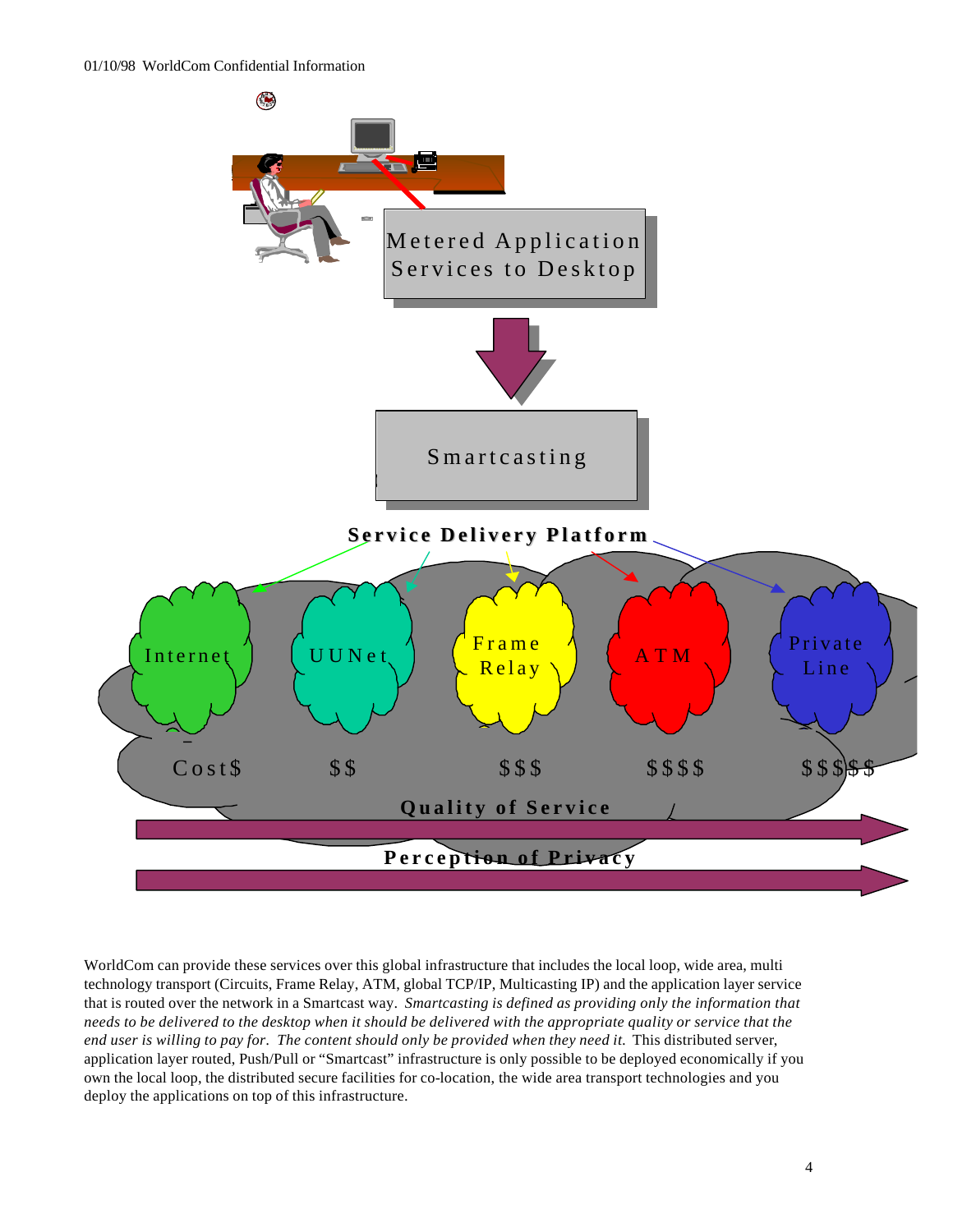Metered Application Services to Desktop

Smartcasting

**Service Delivery Platform**

| Internet | UUNet | Frame Relay | ATM | Private Line |
|---|---|---|---|---|
| Cost$ | $$ | $$$ | $$$$ | $$$$$ |

**Quality of Service**

**Perception of Privacy**

WorldCom can provide these services over this global infrastructure that includes the local loop, wide area, multi technology transport (Circuits, Frame Relay, ATM, global TCP/IP, Multicasting IP) and the application layer service that is routed over the network in a Smartcast way. *Smartcasting is defined as providing only the information that needs to be delivered to the desktop when it should be delivered with the appropriate quality or service that the end user is willing to pay for. The content should only be provided when they need it.* This distributed server, application layer routed, Push/Pull or "Smartcast" infrastructure is only possible to be deployed economically if you own the local loop, the distributed secure facilities for co-location, the wide area transport technologies and you deploy the applications on top of this infrastructure.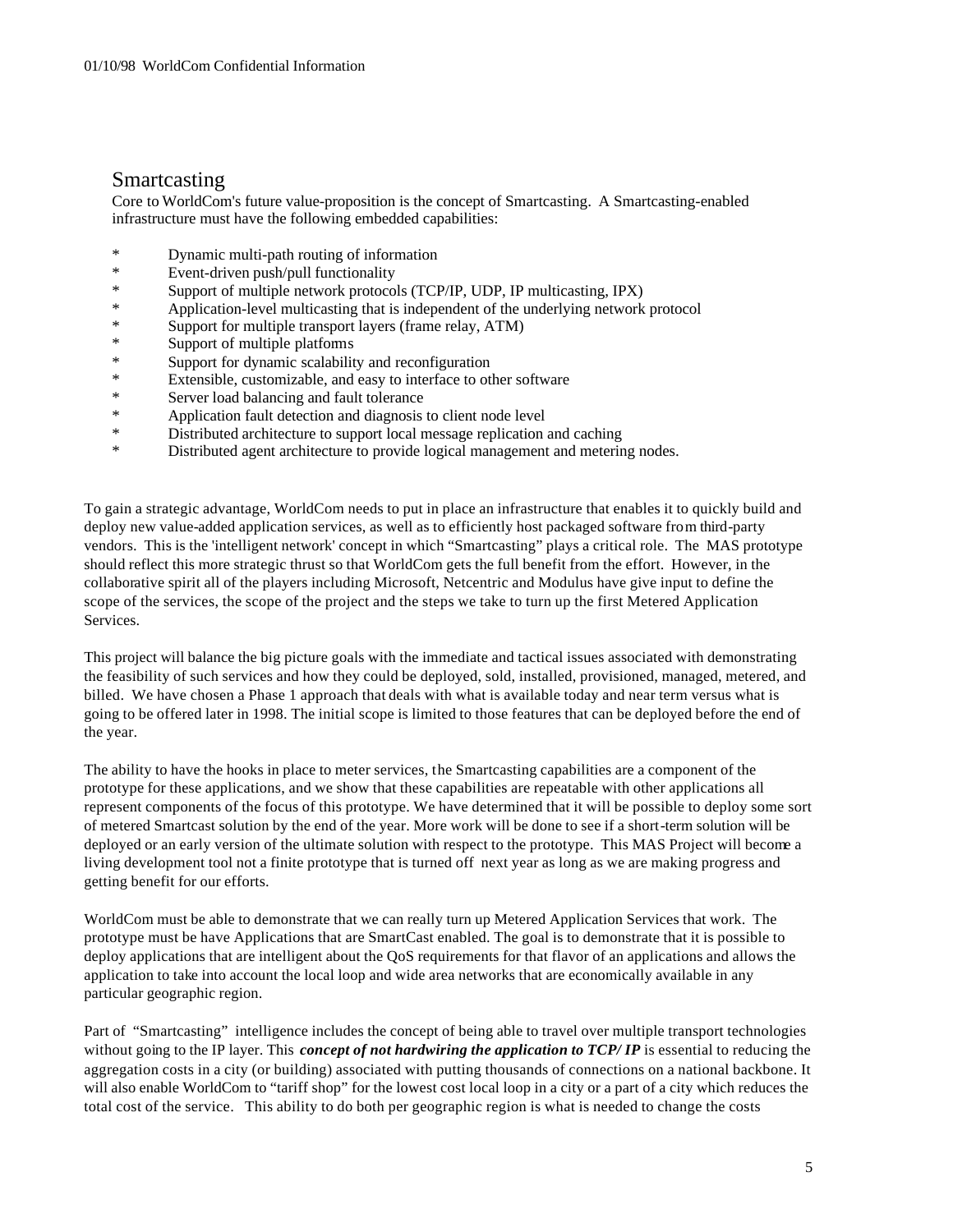## Smartcasting

Core to WorldCom's future value-proposition is the concept of Smartcasting. A Smartcasting-enabled infrastructure must have the following embedded capabilities:

- Dynamic multi-path routing of information
- Event-driven push/pull functionality
- Support of multiple network protocols (TCP/IP, UDP, IP multicasting, IPX)
- Application-level multicasting that is independent of the underlying network protocol
- Support for multiple transport layers (frame relay, ATM)
- Support of multiple platforms
- Support for dynamic scalability and reconfiguration
- Extensible, customizable, and easy to interface to other software
- Server load balancing and fault tolerance
- Application fault detection and diagnosis to client node level
- Distributed architecture to support local message replication and caching
- Distributed agent architecture to provide logical management and metering nodes.

To gain a strategic advantage, WorldCom needs to put in place an infrastructure that enables it to quickly build and deploy new value-added application services, as well as to efficiently host packaged software from third-party vendors. This is the 'intelligent network' concept in which "Smartcasting" plays a critical role. The MAS prototype should reflect this more strategic thrust so that WorldCom gets the full benefit from the effort. However, in the collaborative spirit all of the players including Microsoft, Netcentric and Modulus have give input to define the scope of the services, the scope of the project and the steps we take to turn up the first Metered Application Services.

This project will balance the big picture goals with the immediate and tactical issues associated with demonstrating the feasibility of such services and how they could be deployed, sold, installed, provisioned, managed, metered, and billed. We have chosen a Phase 1 approach that deals with what is available today and near term versus what is going to be offered later in 1998. The initial scope is limited to those features that can be deployed before the end of the year.

The ability to have the hooks in place to meter services, the Smartcasting capabilities are a component of the prototype for these applications, and we show that these capabilities are repeatable with other applications all represent components of the focus of this prototype. We have determined that it will be possible to deploy some sort of metered Smartcast solution by the end of the year. More work will be done to see if a short-term solution will be deployed or an early version of the ultimate solution with respect to the prototype. This MAS Project will become a living development tool not a finite prototype that is turned off next year as long as we are making progress and getting benefit for our efforts.

WorldCom must be able to demonstrate that we can really turn up Metered Application Services that work. The prototype must be have Applications that are SmartCast enabled. The goal is to demonstrate that it is possible to deploy applications that are intelligent about the QoS requirements for that flavor of an applications and allows the application to take into account the local loop and wide area networks that are economically available in any particular geographic region.

Part of "Smartcasting" intelligence includes the concept of being able to travel over multiple transport technologies without going to the IP layer. This ***concept of not hardwiring the application to TCP/ IP*** is essential to reducing the aggregation costs in a city (or building) associated with putting thousands of connections on a national backbone. It will also enable WorldCom to "tariff shop" for the lowest cost local loop in a city or a part of a city which reduces the total cost of the service. This ability to do both per geographic region is what is needed to change the costs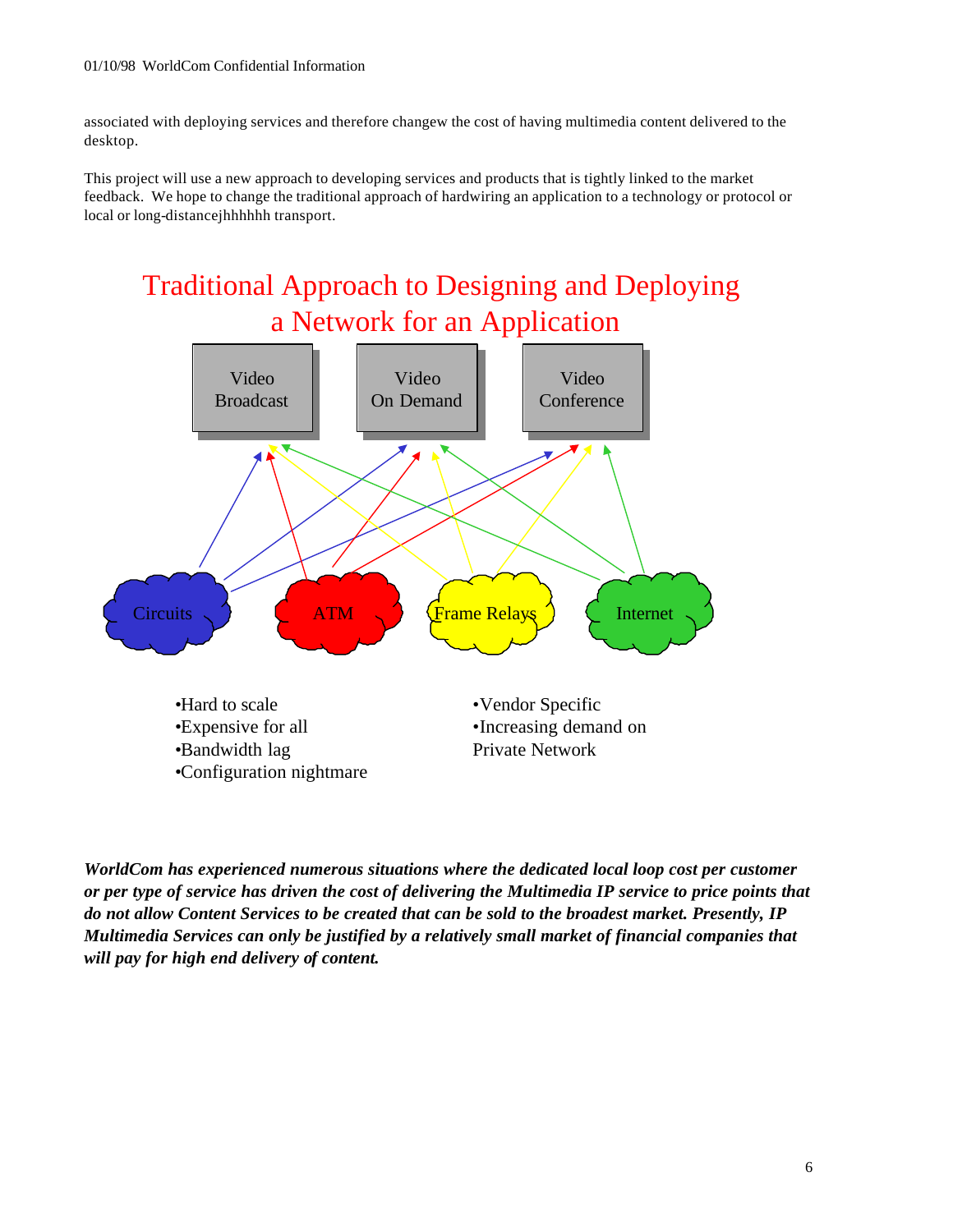associated with deploying services and therefore changew the cost of having multimedia content delivered to the desktop.

This project will use a new approach to developing services and products that is tightly linked to the market feedback. We hope to change the traditional approach of hardwiring an application to a technology or protocol or local or long-distancejhhhhhh transport.

## Traditional Approach to Designing and Deploying a Network for an Application

Video Broadcast

Video On Demand

Video Conference

Circuits

ATM

Frame Relays

Internet

- Hard to scale
- Expensive for all
- Bandwidth lag
- Configuration nightmare

- Vendor Specific
- Increasing demand on Private Network

***WorldCom has experienced numerous situations where the dedicated local loop cost per customer or per type of service has driven the cost of delivering the Multimedia IP service to price points that do not allow Content Services to be created that can be sold to the broadest market. Presently, IP Multimedia Services can only be justified by a relatively small market of financial companies that will pay for high end delivery of content.***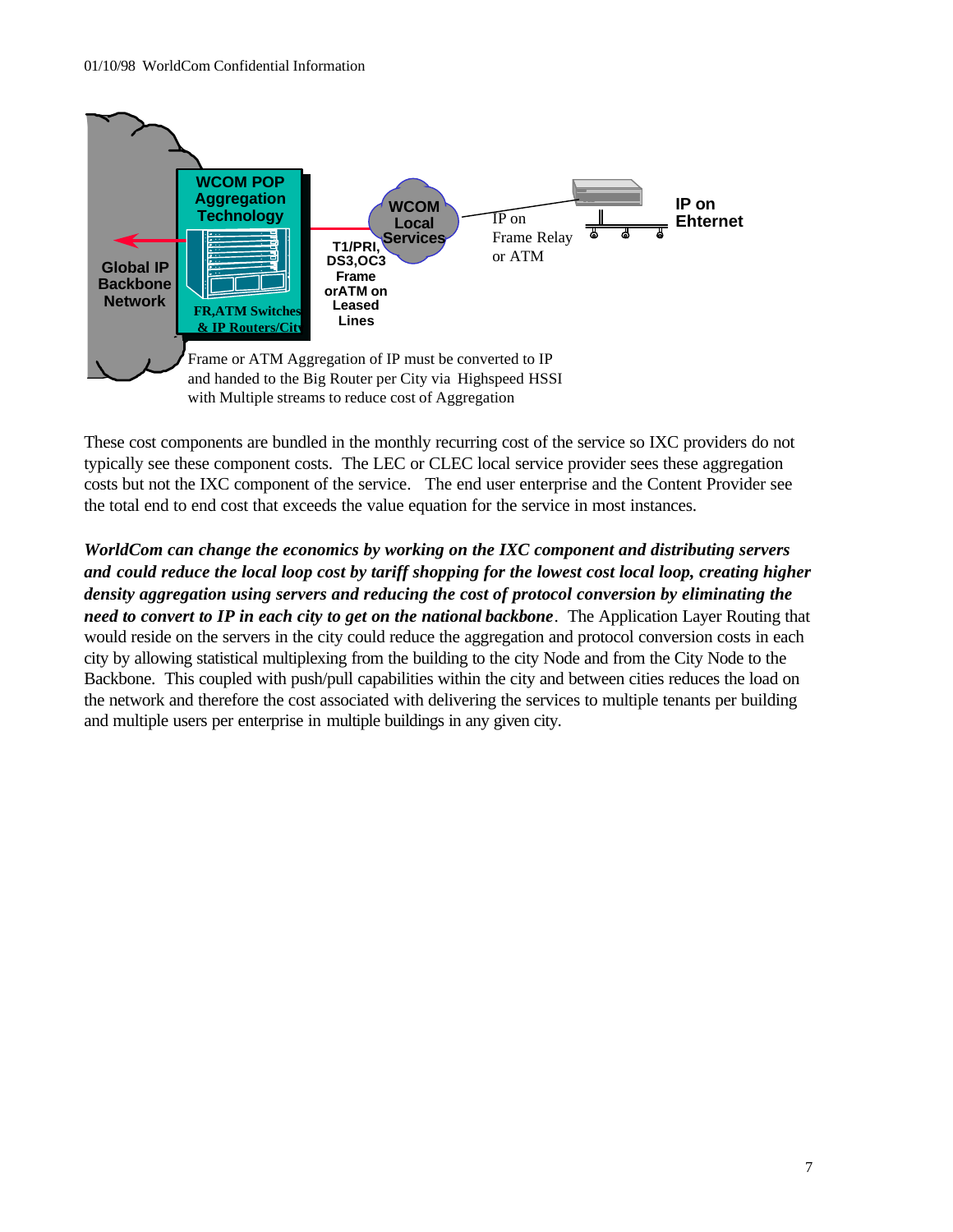Frame or ATM Aggregation of IP must be converted to IP and handed to the Big Router per City via Highspeed HSSI with Multiple streams to reduce cost of Aggregation

These cost components are bundled in the monthly recurring cost of the service so IXC providers do not typically see these component costs. The LEC or CLEC local service provider sees these aggregation costs but not the IXC component of the service. The end user enterprise and the Content Provider see the total end to end cost that exceeds the value equation for the service in most instances.

***WorldCom can change the economics by working on the IXC component and distributing servers and could reduce the local loop cost by tariff shopping for the lowest cost local loop, creating higher density aggregation using servers and reducing the cost of protocol conversion by eliminating the need to convert to IP in each city to get on the national backbone***. The Application Layer Routing that would reside on the servers in the city could reduce the aggregation and protocol conversion costs in each city by allowing statistical multiplexing from the building to the city Node and from the City Node to the Backbone. This coupled with push/pull capabilities within the city and between cities reduces the load on the network and therefore the cost associated with delivering the services to multiple tenants per building and multiple users per enterprise in multiple buildings in any given city.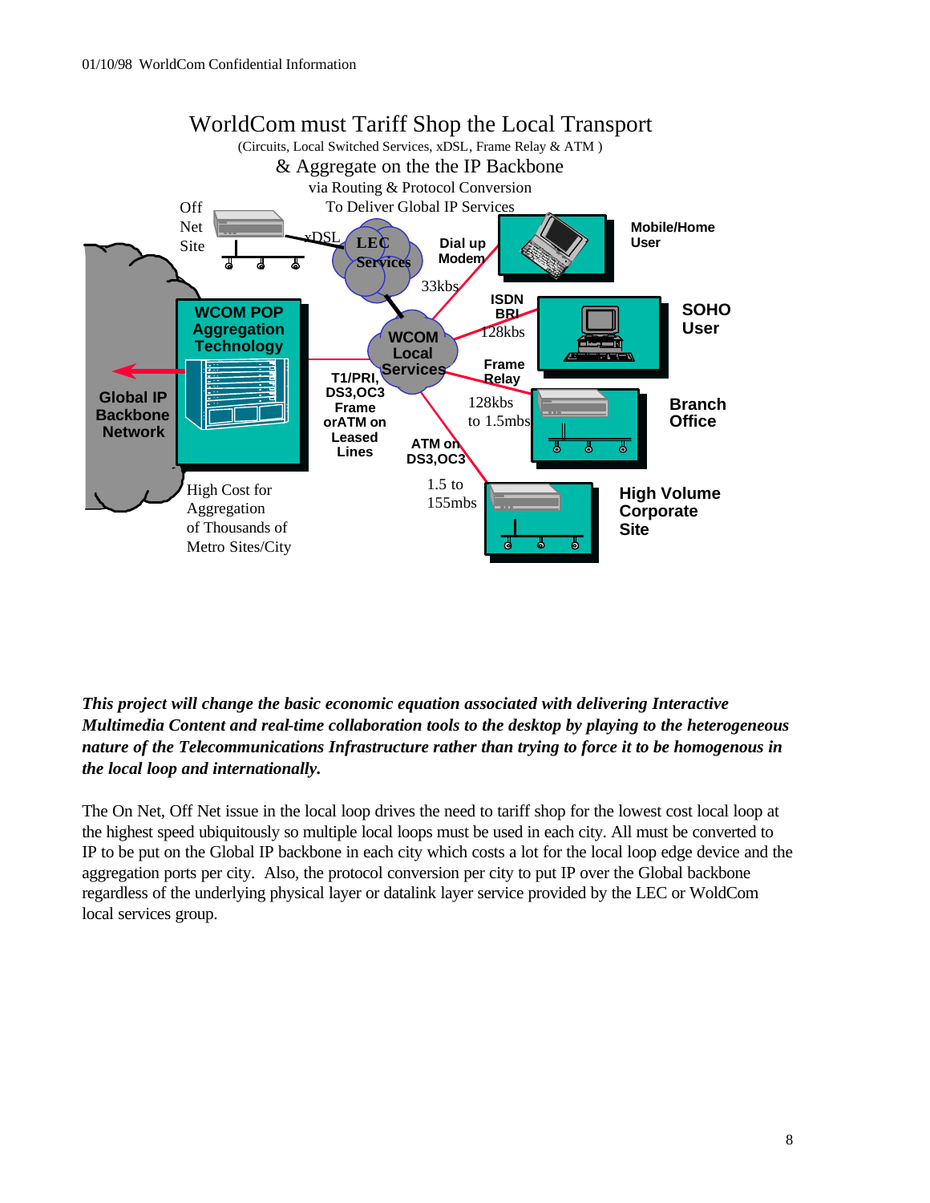# WorldCom must Tariff Shop the Local Transport

(Circuits, Local Switched Services, xDSL, Frame Relay & ATM )

## & Aggregate on the the IP Backbone

via Routing & Protocol Conversion
To Deliver Global IP Services

Off Net Site — xDSL — LEC Services

Dial up Modem 33kbs — Mobile/Home User

ISDN BRI 128kbs — SOHO User

Frame Relay 128kbs to 1.5mbs — Branch Office

ATM on DS3,OC3 1.5 to 155mbs — High Volume Corporate Site

WCOM POP Aggregation Technology — T1/PRI, DS3,OC3 Frame orATM on Leased Lines — WCOM Local Services

Global IP Backbone Network

High Cost for Aggregation of Thousands of Metro Sites/City

***This project will change the basic economic equation associated with delivering Interactive Multimedia Content and real-time collaboration tools to the desktop by playing to the heterogeneous nature of the Telecommunications Infrastructure rather than trying to force it to be homogenous in the local loop and internationally.***

The On Net, Off Net issue in the local loop drives the need to tariff shop for the lowest cost local loop at the highest speed ubiquitously so multiple local loops must be used in each city. All must be converted to IP to be put on the Global IP backbone in each city which costs a lot for the local loop edge device and the aggregation ports per city. Also, the protocol conversion per city to put IP over the Global backbone regardless of the underlying physical layer or datalink layer service provided by the LEC or WoldCom local services group.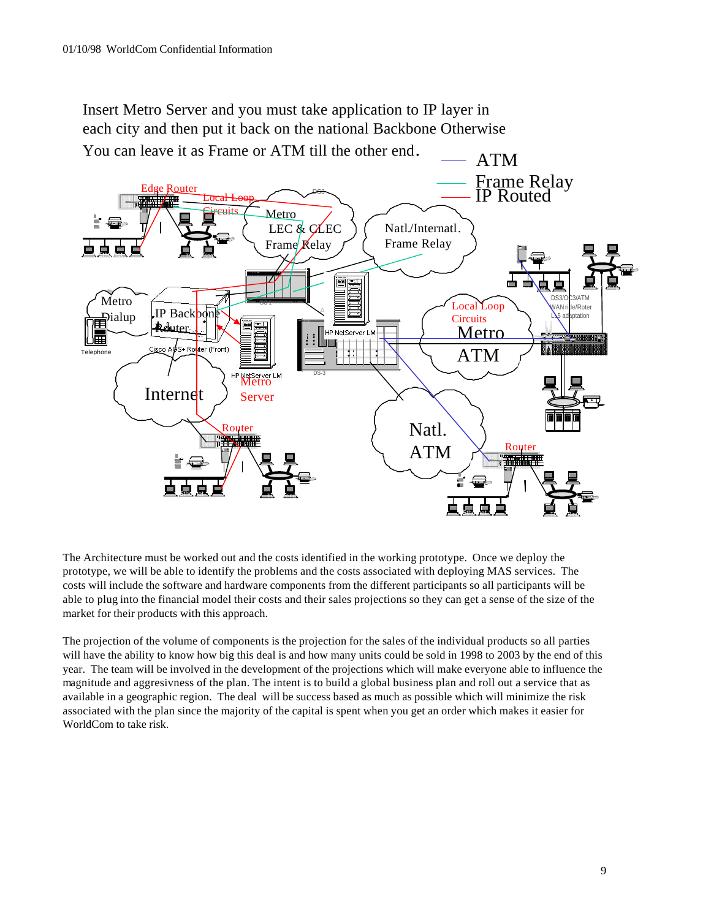Insert Metro Server and you must take application to IP layer in each city and then put it back on the national Backbone Otherwise You can leave it as Frame or ATM till the other end.

ATM
Frame Relay
IP Routed

Edge Router
Local Loop Circuits
Metro LEC & CLEC Frame Relay
Natl./Internatl. Frame Relay
Metro Dialup
Telephone
IP Backbone Router
Cisco AGS+ Router (Front)
HP NetServer LM
Metro Server
HP NetServer LM
Internet
Local Loop Circuits
Metro ATM
DS3/OC3/ATM WAN ride/Roter L5 adaptation
Router
Natl. ATM
Router

The Architecture must be worked out and the costs identified in the working prototype. Once we deploy the prototype, we will be able to identify the problems and the costs associated with deploying MAS services. The costs will include the software and hardware components from the different participants so all participants will be able to plug into the financial model their costs and their sales projections so they can get a sense of the size of the market for their products with this approach.

The projection of the volume of components is the projection for the sales of the individual products so all parties will have the ability to know how big this deal is and how many units could be sold in 1998 to 2003 by the end of this year. The team will be involved in the development of the projections which will make everyone able to influence the magnitude and aggresivness of the plan. The intent is to build a global business plan and roll out a service that as available in a geographic region. The deal will be success based as much as possible which will minimize the risk associated with the plan since the majority of the capital is spent when you get an order which makes it easier for WorldCom to take risk.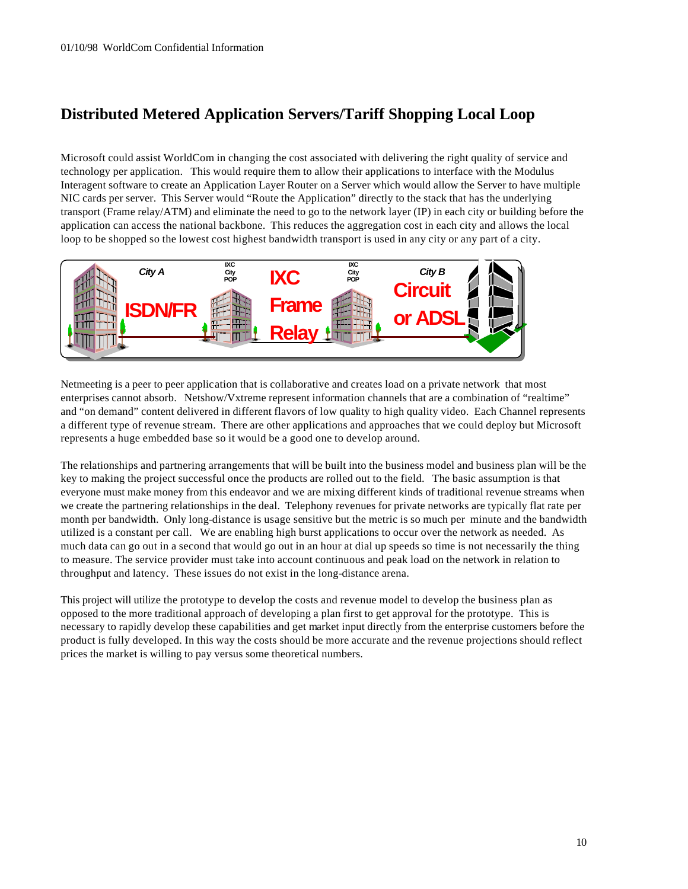## Distributed Metered Application Servers/Tariff Shopping Local Loop

Microsoft could assist WorldCom in changing the cost associated with delivering the right quality of service and technology per application. This would require them to allow their applications to interface with the Modulus Interagent software to create an Application Layer Router on a Server which would allow the Server to have multiple NIC cards per server. This Server would "Route the Application" directly to the stack that has the underlying transport (Frame relay/ATM) and eliminate the need to go to the network layer (IP) in each city or building before the application can access the national backbone. This reduces the aggregation cost in each city and allows the local loop to be shopped so the lowest cost highest bandwidth transport is used in any city or any part of a city.

City A — ISDN/FR — IXC City POP — IXC Frame Relay — IXC City POP — City B — Circuit or ADSL

Netmeeting is a peer to peer application that is collaborative and creates load on a private network that most enterprises cannot absorb. Netshow/Vxtreme represent information channels that are a combination of "realtime" and "on demand" content delivered in different flavors of low quality to high quality video. Each Channel represents a different type of revenue stream. There are other applications and approaches that we could deploy but Microsoft represents a huge embedded base so it would be a good one to develop around.

The relationships and partnering arrangements that will be built into the business model and business plan will be the key to making the project successful once the products are rolled out to the field. The basic assumption is that everyone must make money from this endeavor and we are mixing different kinds of traditional revenue streams when we create the partnering relationships in the deal. Telephony revenues for private networks are typically flat rate per month per bandwidth. Only long-distance is usage sensitive but the metric is so much per minute and the bandwidth utilized is a constant per call. We are enabling high burst applications to occur over the network as needed. As much data can go out in a second that would go out in an hour at dial up speeds so time is not necessarily the thing to measure. The service provider must take into account continuous and peak load on the network in relation to throughput and latency. These issues do not exist in the long-distance arena.

This project will utilize the prototype to develop the costs and revenue model to develop the business plan as opposed to the more traditional approach of developing a plan first to get approval for the prototype. This is necessary to rapidly develop these capabilities and get market input directly from the enterprise customers before the product is fully developed. In this way the costs should be more accurate and the revenue projections should reflect prices the market is willing to pay versus some theoretical numbers.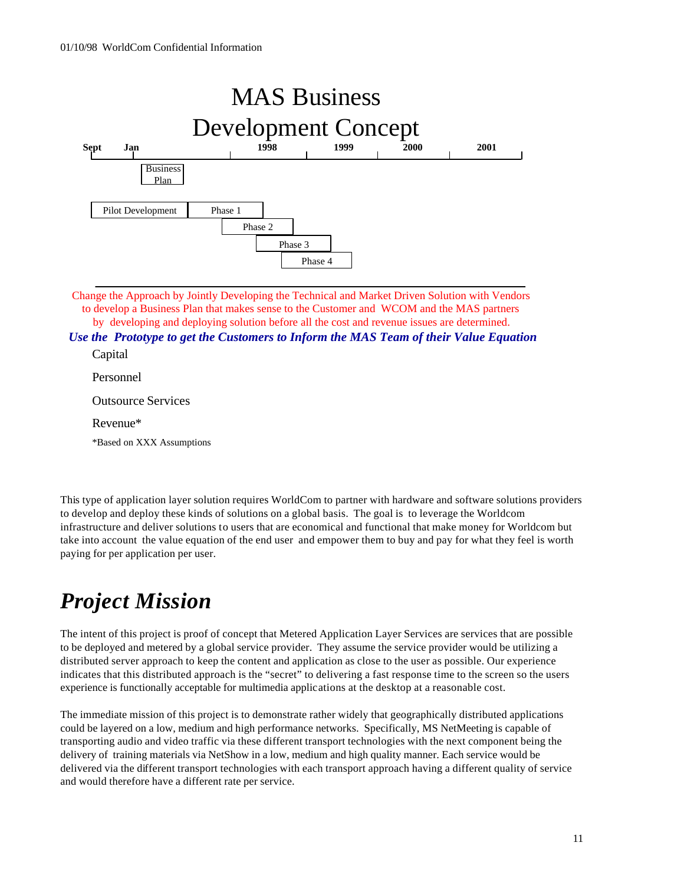# MAS Business Development Concept

| Sept | Jan | 1998 | 1999 | 2000 | 2001 |
|---|---|---|---|---|---|
| | Business Plan | | | | |
| Pilot Development | | Phase 1 | | | |
| | | Phase 2 | | | |
| | | Phase 3 | | | |
| | | Phase 4 | | | |

Change the Approach by Jointly Developing the Technical and Market Driven Solution with Vendors to develop a Business Plan that makes sense to the Customer and WCOM and the MAS partners by developing and deploying solution before all the cost and revenue issues are determined.

***Use the Prototype to get the Customers to Inform the MAS Team of their Value Equation***

Capital

Personnel

Outsource Services

Revenue*

*Based on XXX Assumptions

This type of application layer solution requires WorldCom to partner with hardware and software solutions providers to develop and deploy these kinds of solutions on a global basis. The goal is to leverage the Worldcom infrastructure and deliver solutions to users that are economical and functional that make money for Worldcom but take into account the value equation of the end user and empower them to buy and pay for what they feel is worth paying for per application per user.

## *Project Mission*

The intent of this project is proof of concept that Metered Application Layer Services are services that are possible to be deployed and metered by a global service provider. They assume the service provider would be utilizing a distributed server approach to keep the content and application as close to the user as possible. Our experience indicates that this distributed approach is the "secret" to delivering a fast response time to the screen so the users experience is functionally acceptable for multimedia applications at the desktop at a reasonable cost.

The immediate mission of this project is to demonstrate rather widely that geographically distributed applications could be layered on a low, medium and high performance networks. Specifically, MS NetMeeting is capable of transporting audio and video traffic via these different transport technologies with the next component being the delivery of training materials via NetShow in a low, medium and high quality manner. Each service would be delivered via the different transport technologies with each transport approach having a different quality of service and would therefore have a different rate per service.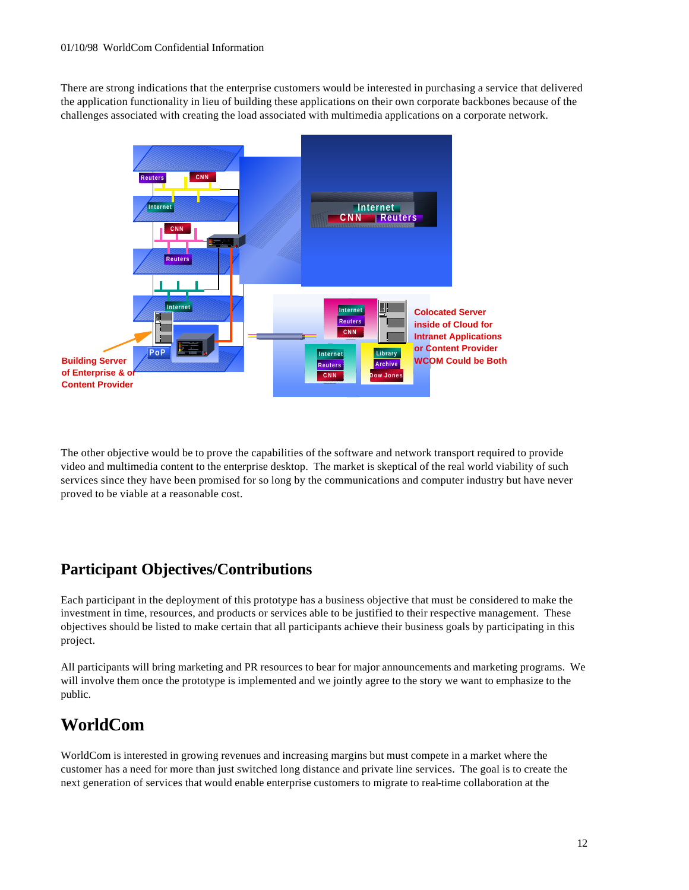There are strong indications that the enterprise customers would be interested in purchasing a service that delivered the application functionality in lieu of building these applications on their own corporate backbones because of the challenges associated with creating the load associated with multimedia applications on a corporate network.

Building Server of Enterprise & or Content Provider

Colocated Server inside of Cloud for Intranet Applications or Content Provider WCOM Could be Both

The other objective would be to prove the capabilities of the software and network transport required to provide video and multimedia content to the enterprise desktop. The market is skeptical of the real world viability of such services since they have been promised for so long by the communications and computer industry but have never proved to be viable at a reasonable cost.

## Participant Objectives/Contributions

Each participant in the deployment of this prototype has a business objective that must be considered to make the investment in time, resources, and products or services able to be justified to their respective management. These objectives should be listed to make certain that all participants achieve their business goals by participating in this project.

All participants will bring marketing and PR resources to bear for major announcements and marketing programs. We will involve them once the prototype is implemented and we jointly agree to the story we want to emphasize to the public.

## WorldCom

WorldCom is interested in growing revenues and increasing margins but must compete in a market where the customer has a need for more than just switched long distance and private line services. The goal is to create the next generation of services that would enable enterprise customers to migrate to real-time collaboration at the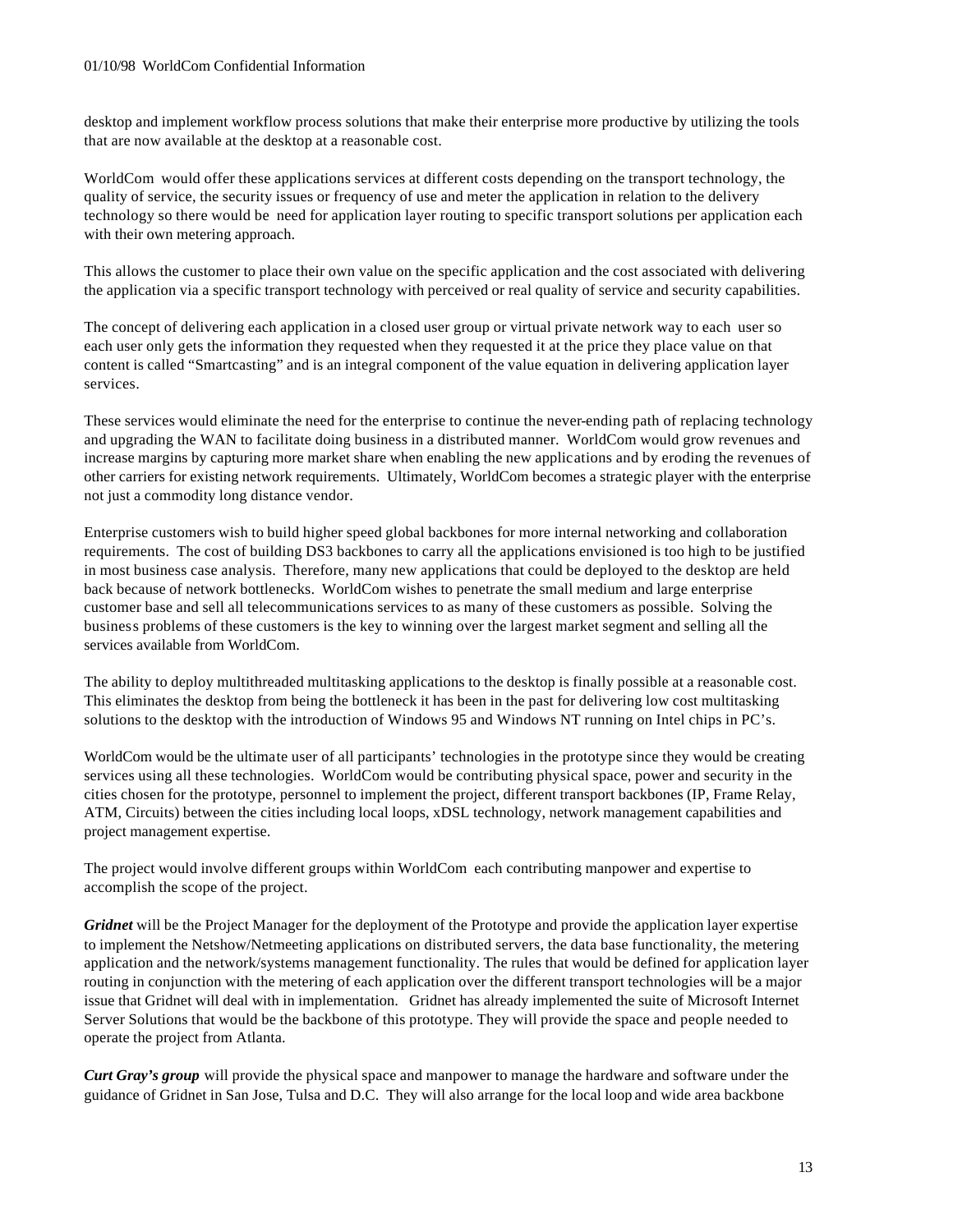desktop and implement workflow process solutions that make their enterprise more productive by utilizing the tools that are now available at the desktop at a reasonable cost.

WorldCom would offer these applications services at different costs depending on the transport technology, the quality of service, the security issues or frequency of use and meter the application in relation to the delivery technology so there would be need for application layer routing to specific transport solutions per application each with their own metering approach.

This allows the customer to place their own value on the specific application and the cost associated with delivering the application via a specific transport technology with perceived or real quality of service and security capabilities.

The concept of delivering each application in a closed user group or virtual private network way to each user so each user only gets the information they requested when they requested it at the price they place value on that content is called "Smartcasting" and is an integral component of the value equation in delivering application layer services.

These services would eliminate the need for the enterprise to continue the never-ending path of replacing technology and upgrading the WAN to facilitate doing business in a distributed manner. WorldCom would grow revenues and increase margins by capturing more market share when enabling the new applications and by eroding the revenues of other carriers for existing network requirements. Ultimately, WorldCom becomes a strategic player with the enterprise not just a commodity long distance vendor.

Enterprise customers wish to build higher speed global backbones for more internal networking and collaboration requirements. The cost of building DS3 backbones to carry all the applications envisioned is too high to be justified in most business case analysis. Therefore, many new applications that could be deployed to the desktop are held back because of network bottlenecks. WorldCom wishes to penetrate the small medium and large enterprise customer base and sell all telecommunications services to as many of these customers as possible. Solving the business problems of these customers is the key to winning over the largest market segment and selling all the services available from WorldCom.

The ability to deploy multithreaded multitasking applications to the desktop is finally possible at a reasonable cost. This eliminates the desktop from being the bottleneck it has been in the past for delivering low cost multitasking solutions to the desktop with the introduction of Windows 95 and Windows NT running on Intel chips in PC's.

WorldCom would be the ultimate user of all participants' technologies in the prototype since they would be creating services using all these technologies. WorldCom would be contributing physical space, power and security in the cities chosen for the prototype, personnel to implement the project, different transport backbones (IP, Frame Relay, ATM, Circuits) between the cities including local loops, xDSL technology, network management capabilities and project management expertise.

The project would involve different groups within WorldCom each contributing manpower and expertise to accomplish the scope of the project.

***Gridnet*** will be the Project Manager for the deployment of the Prototype and provide the application layer expertise to implement the Netshow/Netmeeting applications on distributed servers, the data base functionality, the metering application and the network/systems management functionality. The rules that would be defined for application layer routing in conjunction with the metering of each application over the different transport technologies will be a major issue that Gridnet will deal with in implementation. Gridnet has already implemented the suite of Microsoft Internet Server Solutions that would be the backbone of this prototype. They will provide the space and people needed to operate the project from Atlanta.

***Curt Gray's group*** will provide the physical space and manpower to manage the hardware and software under the guidance of Gridnet in San Jose, Tulsa and D.C. They will also arrange for the local loop and wide area backbone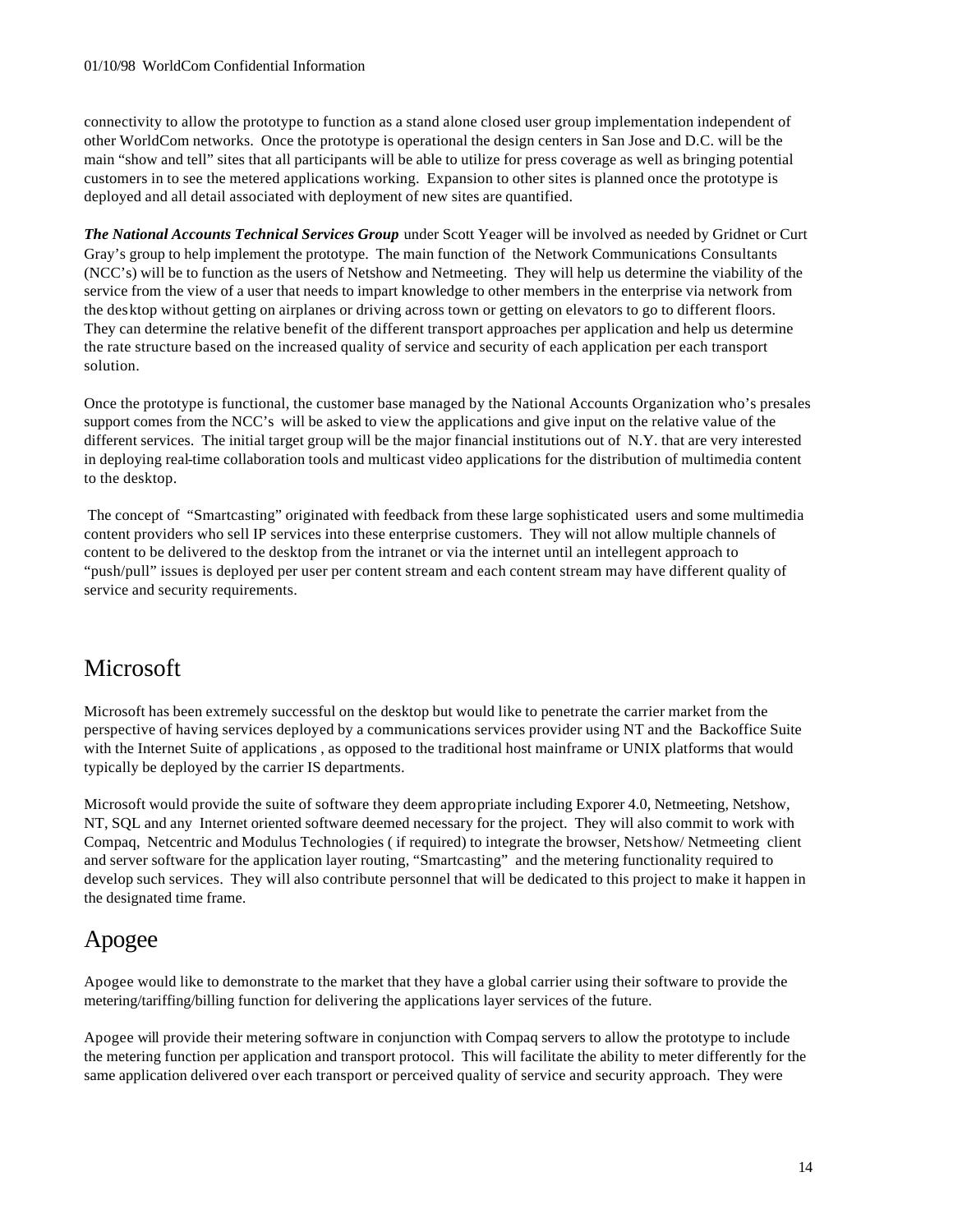connectivity to allow the prototype to function as a stand alone closed user group implementation independent of other WorldCom networks. Once the prototype is operational the design centers in San Jose and D.C. will be the main "show and tell" sites that all participants will be able to utilize for press coverage as well as bringing potential customers in to see the metered applications working. Expansion to other sites is planned once the prototype is deployed and all detail associated with deployment of new sites are quantified.

***The National Accounts Technical Services Group*** under Scott Yeager will be involved as needed by Gridnet or Curt Gray's group to help implement the prototype. The main function of the Network Communications Consultants (NCC's) will be to function as the users of Netshow and Netmeeting. They will help us determine the viability of the service from the view of a user that needs to impart knowledge to other members in the enterprise via network from the desktop without getting on airplanes or driving across town or getting on elevators to go to different floors. They can determine the relative benefit of the different transport approaches per application and help us determine the rate structure based on the increased quality of service and security of each application per each transport solution.

Once the prototype is functional, the customer base managed by the National Accounts Organization who's presales support comes from the NCC's will be asked to view the applications and give input on the relative value of the different services. The initial target group will be the major financial institutions out of N.Y. that are very interested in deploying real-time collaboration tools and multicast video applications for the distribution of multimedia content to the desktop.

The concept of "Smartcasting" originated with feedback from these large sophisticated users and some multimedia content providers who sell IP services into these enterprise customers. They will not allow multiple channels of content to be delivered to the desktop from the intranet or via the internet until an intellegent approach to "push/pull" issues is deployed per user per content stream and each content stream may have different quality of service and security requirements.

## Microsoft

Microsoft has been extremely successful on the desktop but would like to penetrate the carrier market from the perspective of having services deployed by a communications services provider using NT and the Backoffice Suite with the Internet Suite of applications , as opposed to the traditional host mainframe or UNIX platforms that would typically be deployed by the carrier IS departments.

Microsoft would provide the suite of software they deem appropriate including Exporer 4.0, Netmeeting, Netshow, NT, SQL and any Internet oriented software deemed necessary for the project. They will also commit to work with Compaq, Netcentric and Modulus Technologies ( if required) to integrate the browser, Netshow/ Netmeeting client and server software for the application layer routing, "Smartcasting" and the metering functionality required to develop such services. They will also contribute personnel that will be dedicated to this project to make it happen in the designated time frame.

## Apogee

Apogee would like to demonstrate to the market that they have a global carrier using their software to provide the metering/tariffing/billing function for delivering the applications layer services of the future.

Apogee will provide their metering software in conjunction with Compaq servers to allow the prototype to include the metering function per application and transport protocol. This will facilitate the ability to meter differently for the same application delivered over each transport or perceived quality of service and security approach. They were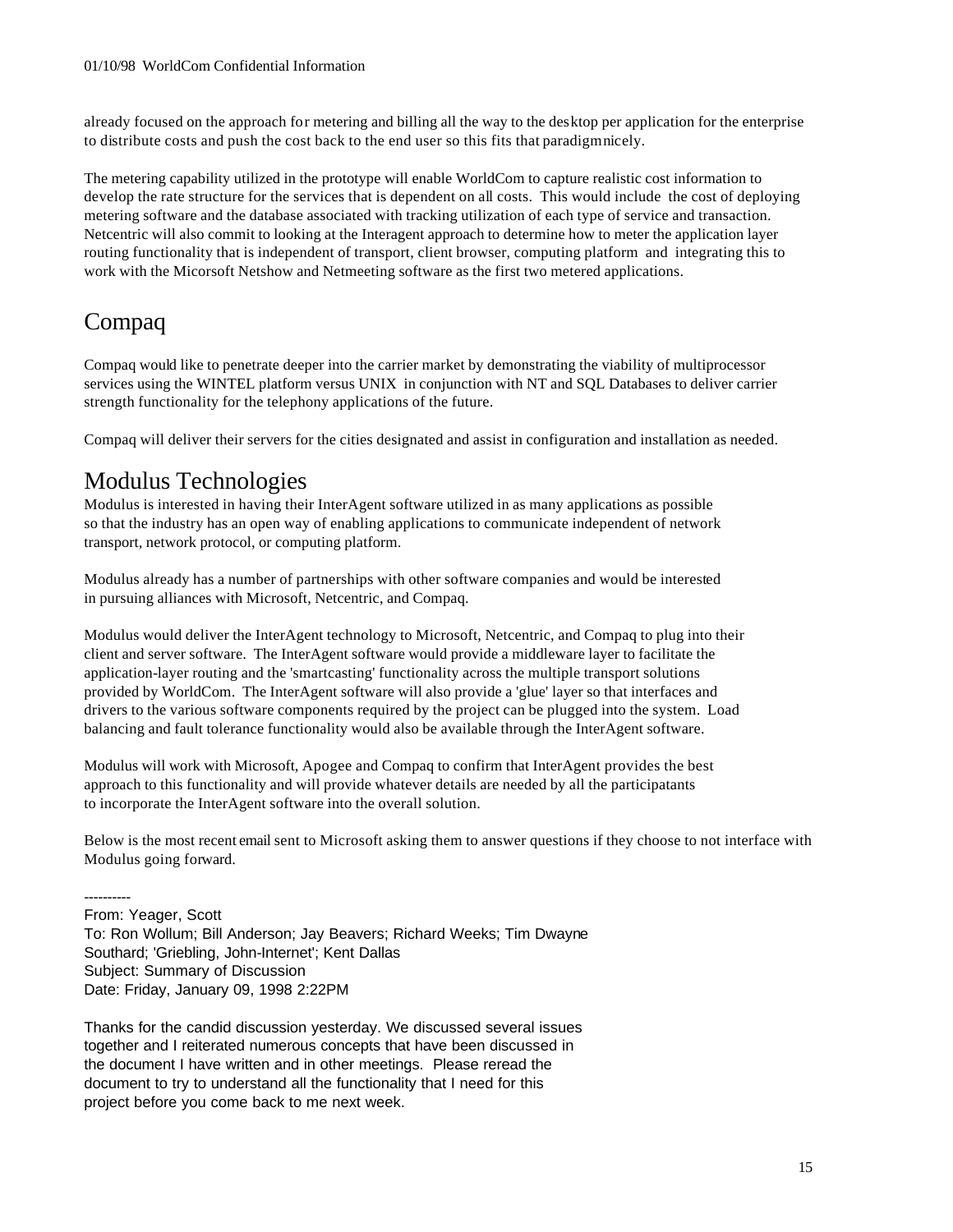already focused on the approach for metering and billing all the way to the desktop per application for the enterprise to distribute costs and push the cost back to the end user so this fits that paradigm nicely.

The metering capability utilized in the prototype will enable WorldCom to capture realistic cost information to develop the rate structure for the services that is dependent on all costs. This would include the cost of deploying metering software and the database associated with tracking utilization of each type of service and transaction. Netcentric will also commit to looking at the Interagent approach to determine how to meter the application layer routing functionality that is independent of transport, client browser, computing platform and integrating this to work with the Micorsoft Netshow and Netmeeting software as the first two metered applications.

## Compaq

Compaq would like to penetrate deeper into the carrier market by demonstrating the viability of multiprocessor services using the WINTEL platform versus UNIX in conjunction with NT and SQL Databases to deliver carrier strength functionality for the telephony applications of the future.

Compaq will deliver their servers for the cities designated and assist in configuration and installation as needed.

## Modulus Technologies

Modulus is interested in having their InterAgent software utilized in as many applications as possible so that the industry has an open way of enabling applications to communicate independent of network transport, network protocol, or computing platform.

Modulus already has a number of partnerships with other software companies and would be interested in pursuing alliances with Microsoft, Netcentric, and Compaq.

Modulus would deliver the InterAgent technology to Microsoft, Netcentric, and Compaq to plug into their client and server software. The InterAgent software would provide a middleware layer to facilitate the application-layer routing and the 'smartcasting' functionality across the multiple transport solutions provided by WorldCom. The InterAgent software will also provide a 'glue' layer so that interfaces and drivers to the various software components required by the project can be plugged into the system. Load balancing and fault tolerance functionality would also be available through the InterAgent software.

Modulus will work with Microsoft, Apogee and Compaq to confirm that InterAgent provides the best approach to this functionality and will provide whatever details are needed by all the participatants to incorporate the InterAgent software into the overall solution.

Below is the most recent email sent to Microsoft asking them to answer questions if they choose to not interface with Modulus going forward.

----------

From: Yeager, Scott
To: Ron Wollum; Bill Anderson; Jay Beavers; Richard Weeks; Tim Dwayne Southard; 'Griebling, John-Internet'; Kent Dallas
Subject: Summary of Discussion
Date: Friday, January 09, 1998 2:22PM

Thanks for the candid discussion yesterday. We discussed several issues together and I reiterated numerous concepts that have been discussed in the document I have written and in other meetings. Please reread the document to try to understand all the functionality that I need for this project before you come back to me next week.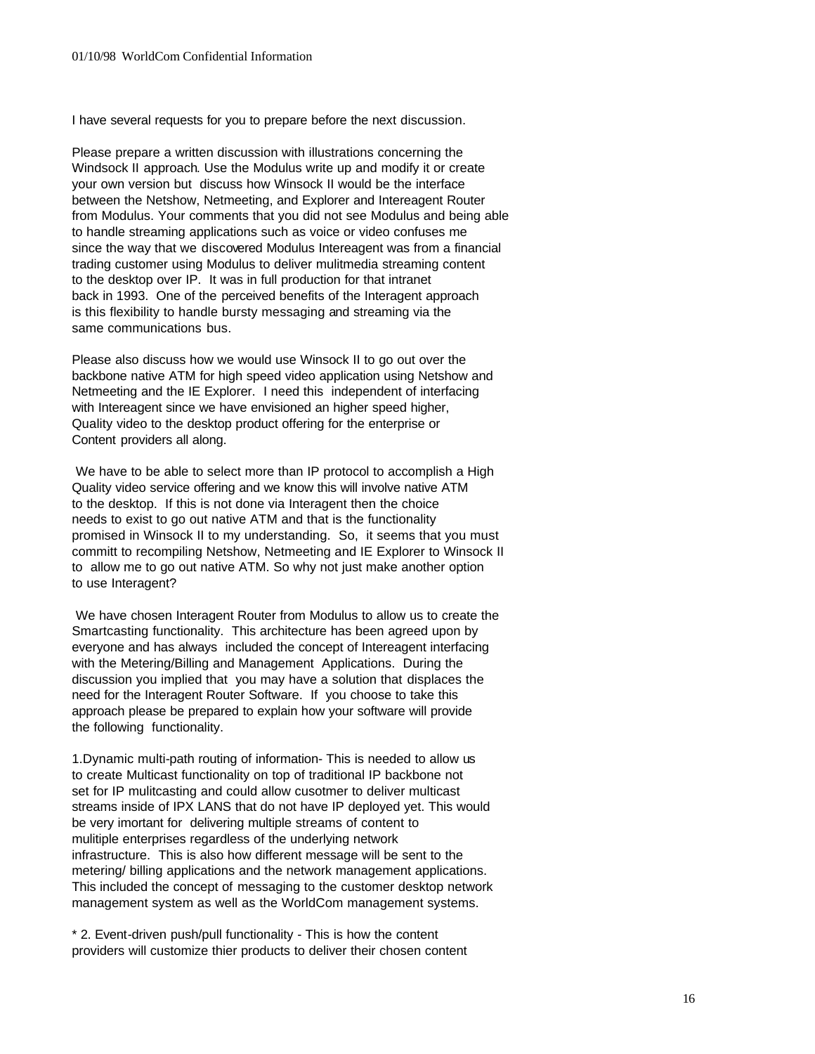I have several requests for you to prepare before the next discussion.

Please prepare a written discussion with illustrations concerning the Windsock II approach. Use the Modulus write up and modify it or create your own version but discuss how Winsock II would be the interface between the Netshow, Netmeeting, and Explorer and Intereagent Router from Modulus. Your comments that you did not see Modulus and being able to handle streaming applications such as voice or video confuses me since the way that we discovered Modulus Intereagent was from a financial trading customer using Modulus to deliver mulitmedia streaming content to the desktop over IP. It was in full production for that intranet back in 1993. One of the perceived benefits of the Interagent approach is this flexibility to handle bursty messaging and streaming via the same communications bus.

Please also discuss how we would use Winsock II to go out over the backbone native ATM for high speed video application using Netshow and Netmeeting and the IE Explorer. I need this independent of interfacing with Intereagent since we have envisioned an higher speed higher, Quality video to the desktop product offering for the enterprise or Content providers all along.

We have to be able to select more than IP protocol to accomplish a High Quality video service offering and we know this will involve native ATM to the desktop. If this is not done via Interagent then the choice needs to exist to go out native ATM and that is the functionality promised in Winsock II to my understanding. So, it seems that you must committ to recompiling Netshow, Netmeeting and IE Explorer to Winsock II to allow me to go out native ATM. So why not just make another option to use Interagent?

We have chosen Interagent Router from Modulus to allow us to create the Smartcasting functionality. This architecture has been agreed upon by everyone and has always included the concept of Intereagent interfacing with the Metering/Billing and Management Applications. During the discussion you implied that you may have a solution that displaces the need for the Interagent Router Software. If you choose to take this approach please be prepared to explain how your software will provide the following functionality.

1.Dynamic multi-path routing of information- This is needed to allow us to create Multicast functionality on top of traditional IP backbone not set for IP mulitcasting and could allow cusotmer to deliver multicast streams inside of IPX LANS that do not have IP deployed yet. This would be very imortant for delivering multiple streams of content to mulitiple enterprises regardless of the underlying network infrastructure. This is also how different message will be sent to the metering/ billing applications and the network management applications. This included the concept of messaging to the customer desktop network management system as well as the WorldCom management systems.

* 2. Event-driven push/pull functionality - This is how the content providers will customize thier products to deliver their chosen content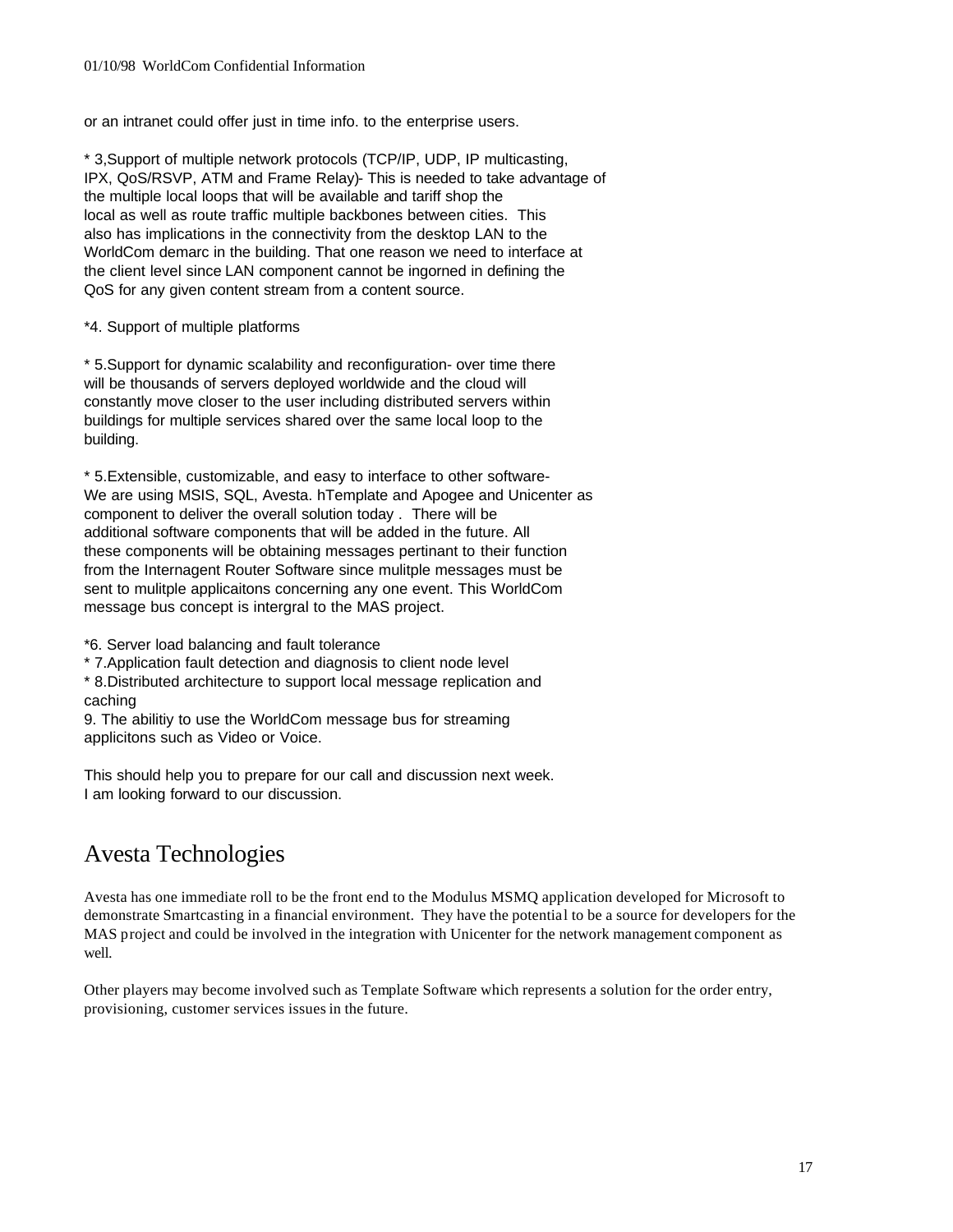or an intranet could offer just in time info. to the enterprise users.

* 3,Support of multiple network protocols (TCP/IP, UDP, IP multicasting, IPX, QoS/RSVP, ATM and Frame Relay)- This is needed to take advantage of the multiple local loops that will be available and tariff shop the local as well as route traffic multiple backbones between cities. This also has implications in the connectivity from the desktop LAN to the WorldCom demarc in the building. That one reason we need to interface at the client level since LAN component cannot be ingorned in defining the QoS for any given content stream from a content source.

*4. Support of multiple platforms

* 5.Support for dynamic scalability and reconfiguration- over time there will be thousands of servers deployed worldwide and the cloud will constantly move closer to the user including distributed servers within buildings for multiple services shared over the same local loop to the building.

* 5.Extensible, customizable, and easy to interface to other software- We are using MSIS, SQL, Avesta. hTemplate and Apogee and Unicenter as component to deliver the overall solution today . There will be additional software components that will be added in the future. All these components will be obtaining messages pertinant to their function from the Internagent Router Software since mulitple messages must be sent to mulitple applicaitons concerning any one event. This WorldCom message bus concept is intergral to the MAS project.

*6. Server load balancing and fault tolerance
* 7.Application fault detection and diagnosis to client node level
* 8.Distributed architecture to support local message replication and caching
9. The abilitiy to use the WorldCom message bus for streaming applicitons such as Video or Voice.

This should help you to prepare for our call and discussion next week.
I am looking forward to our discussion.

## Avesta Technologies

Avesta has one immediate roll to be the front end to the Modulus MSMQ application developed for Microsoft to demonstrate Smartcasting in a financial environment. They have the potential to be a source for developers for the MAS project and could be involved in the integration with Unicenter for the network management component as well.

Other players may become involved such as Template Software which represents a solution for the order entry, provisioning, customer services issues in the future.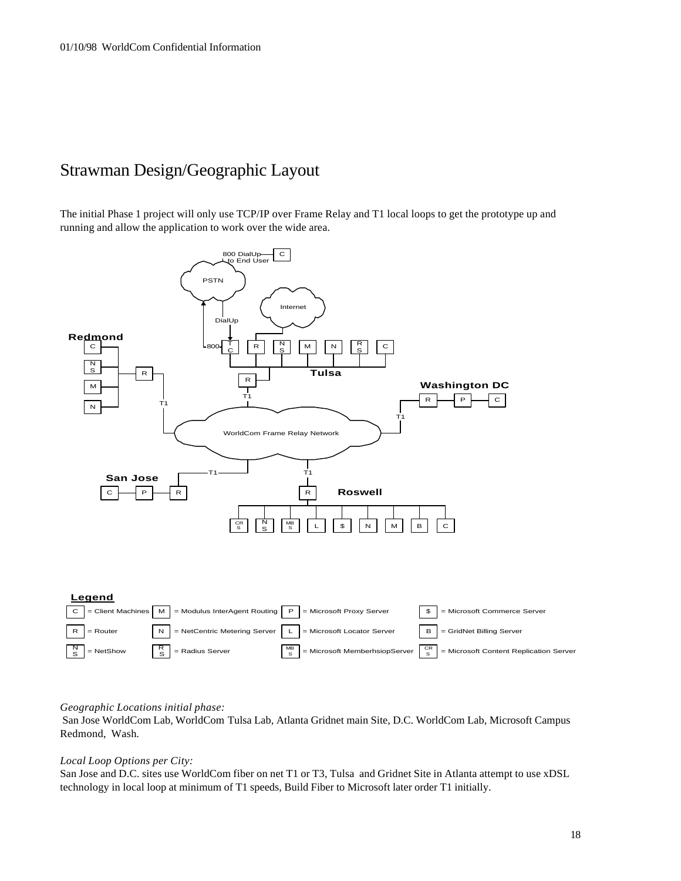# Strawman Design/Geographic Layout

The initial Phase 1 project will only use TCP/IP over Frame Relay and T1 local loops to get the prototype up and running and allow the application to work over the wide area.

**Legend**

| Symbol | Meaning | Symbol | Meaning | Symbol | Meaning | Symbol | Meaning |
|---|---|---|---|---|---|---|---|
| C | = Client Machines | M | = Modulus InterAgent Routing | P | = Microsoft Proxy Server | $ | = Microsoft Commerce Server |
| R | = Router | N | = NetCentric Metering Server | L | = Microsoft Locator Server | B | = GridNet Billing Server |
| NS | = NetShow | RS | = Radius Server | MBS | = Microsoft MemberhsiopServer | CRS | = Microsoft Content Replication Server |

*Geographic Locations initial phase:*
San Jose WorldCom Lab, WorldCom Tulsa Lab, Atlanta Gridnet main Site, D.C. WorldCom Lab, Microsoft Campus Redmond, Wash.

*Local Loop Options per City:*
San Jose and D.C. sites use WorldCom fiber on net T1 or T3, Tulsa and Gridnet Site in Atlanta attempt to use xDSL technology in local loop at minimum of T1 speeds, Build Fiber to Microsoft later order T1 initially.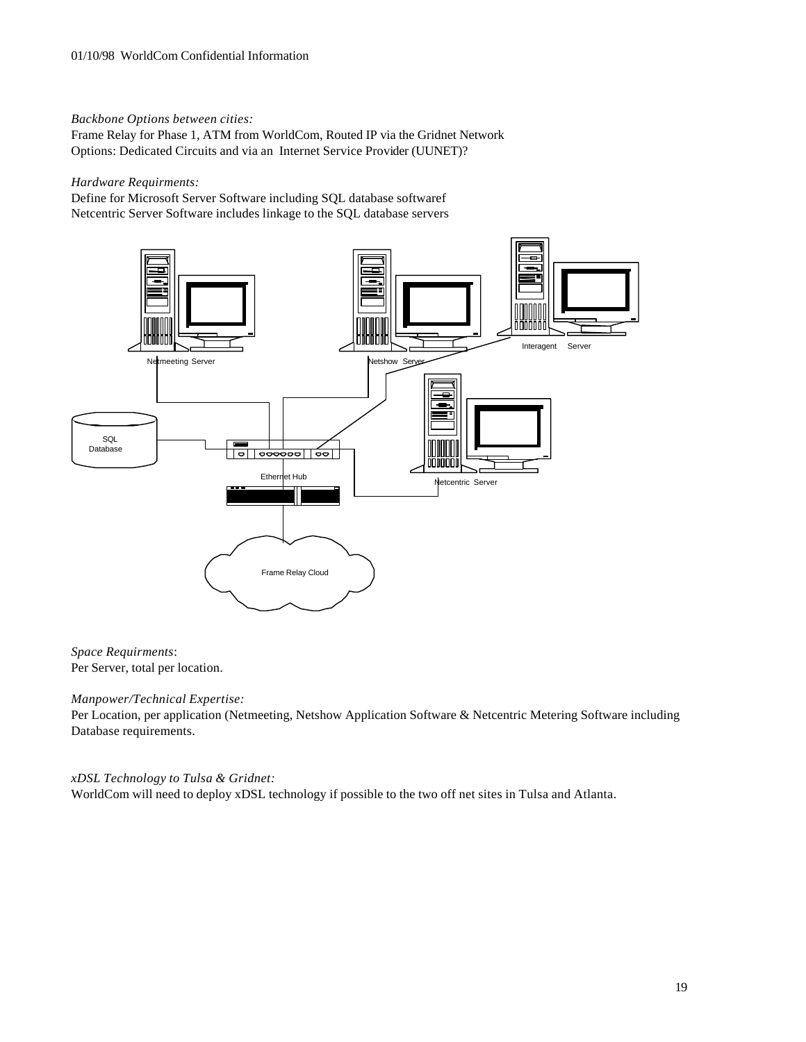*Backbone Options between cities:*
Frame Relay for Phase 1, ATM from WorldCom, Routed IP via the Gridnet Network
Options: Dedicated Circuits and via an Internet Service Provider (UUNET)?

*Hardware Requirments:*
Define for Microsoft Server Software including SQL database softwaref
Netcentric Server Software includes linkage to the SQL database servers

Netmeeting Server

Netshow Server

Interagent Server

SQL Database

Ethernet Hub

Netcentric Server

Frame Relay Cloud

*Space Requirments*:
Per Server, total per location.

*Manpower/Technical Expertise:*
Per Location, per application (Netmeeting, Netshow Application Software & Netcentric Metering Software including Database requirements.

*xDSL Technology to Tulsa & Gridnet:*
WorldCom will need to deploy xDSL technology if possible to the two off net sites in Tulsa and Atlanta.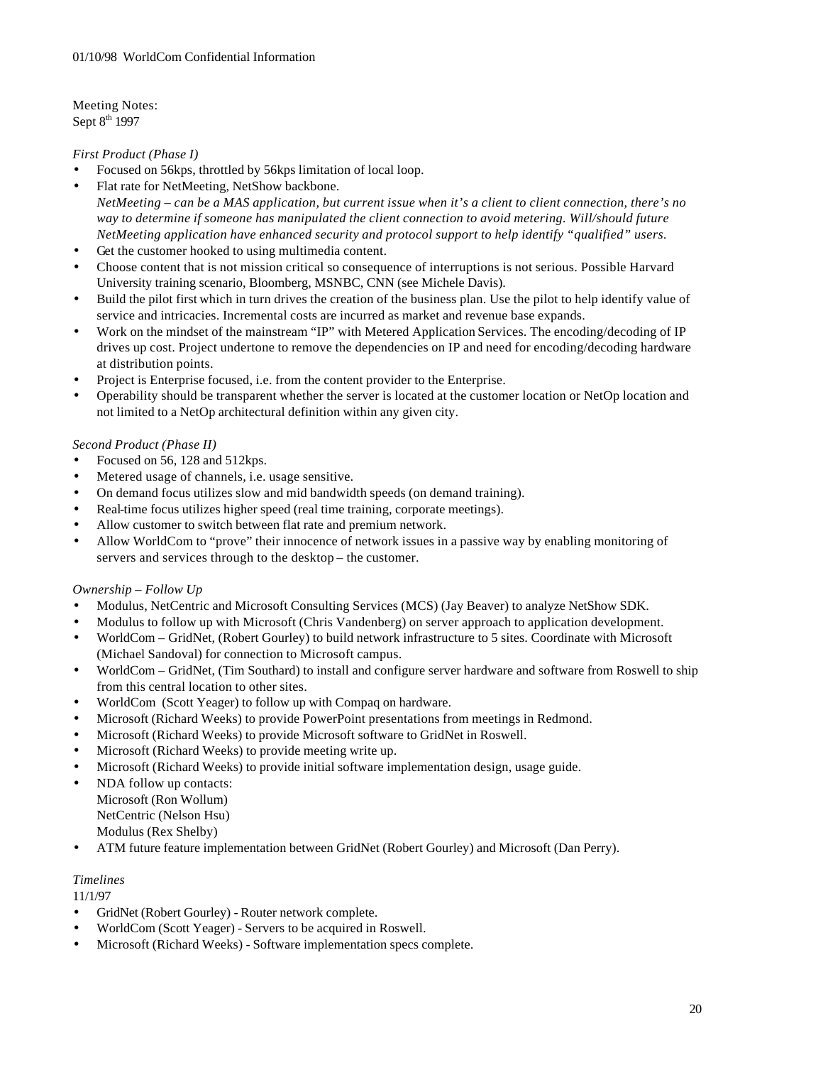Meeting Notes:
Sept 8th 1997

*First Product (Phase I)*

- Focused on 56kps, throttled by 56kps limitation of local loop.
- Flat rate for NetMeeting, NetShow backbone.
  *NetMeeting – can be a MAS application, but current issue when it's a client to client connection, there's no way to determine if someone has manipulated the client connection to avoid metering. Will/should future NetMeeting application have enhanced security and protocol support to help identify "qualified" users.*
- Get the customer hooked to using multimedia content.
- Choose content that is not mission critical so consequence of interruptions is not serious. Possible Harvard University training scenario, Bloomberg, MSNBC, CNN (see Michele Davis).
- Build the pilot first which in turn drives the creation of the business plan. Use the pilot to help identify value of service and intricacies. Incremental costs are incurred as market and revenue base expands.
- Work on the mindset of the mainstream "IP" with Metered Application Services. The encoding/decoding of IP drives up cost. Project undertone to remove the dependencies on IP and need for encoding/decoding hardware at distribution points.
- Project is Enterprise focused, i.e. from the content provider to the Enterprise.
- Operability should be transparent whether the server is located at the customer location or NetOp location and not limited to a NetOp architectural definition within any given city.

*Second Product (Phase II)*

- Focused on 56, 128 and 512kps.
- Metered usage of channels, i.e. usage sensitive.
- On demand focus utilizes slow and mid bandwidth speeds (on demand training).
- Real-time focus utilizes higher speed (real time training, corporate meetings).
- Allow customer to switch between flat rate and premium network.
- Allow WorldCom to "prove" their innocence of network issues in a passive way by enabling monitoring of servers and services through to the desktop – the customer.

*Ownership – Follow Up*

- Modulus, NetCentric and Microsoft Consulting Services (MCS) (Jay Beaver) to analyze NetShow SDK.
- Modulus to follow up with Microsoft (Chris Vandenberg) on server approach to application development.
- WorldCom – GridNet, (Robert Gourley) to build network infrastructure to 5 sites. Coordinate with Microsoft (Michael Sandoval) for connection to Microsoft campus.
- WorldCom – GridNet, (Tim Southard) to install and configure server hardware and software from Roswell to ship from this central location to other sites.
- WorldCom (Scott Yeager) to follow up with Compaq on hardware.
- Microsoft (Richard Weeks) to provide PowerPoint presentations from meetings in Redmond.
- Microsoft (Richard Weeks) to provide Microsoft software to GridNet in Roswell.
- Microsoft (Richard Weeks) to provide meeting write up.
- Microsoft (Richard Weeks) to provide initial software implementation design, usage guide.
- NDA follow up contacts:
  Microsoft (Ron Wollum)
  NetCentric (Nelson Hsu)
  Modulus (Rex Shelby)
- ATM future feature implementation between GridNet (Robert Gourley) and Microsoft (Dan Perry).

*Timelines*

11/1/97

- GridNet (Robert Gourley) - Router network complete.
- WorldCom (Scott Yeager) - Servers to be acquired in Roswell.
- Microsoft (Richard Weeks) - Software implementation specs complete.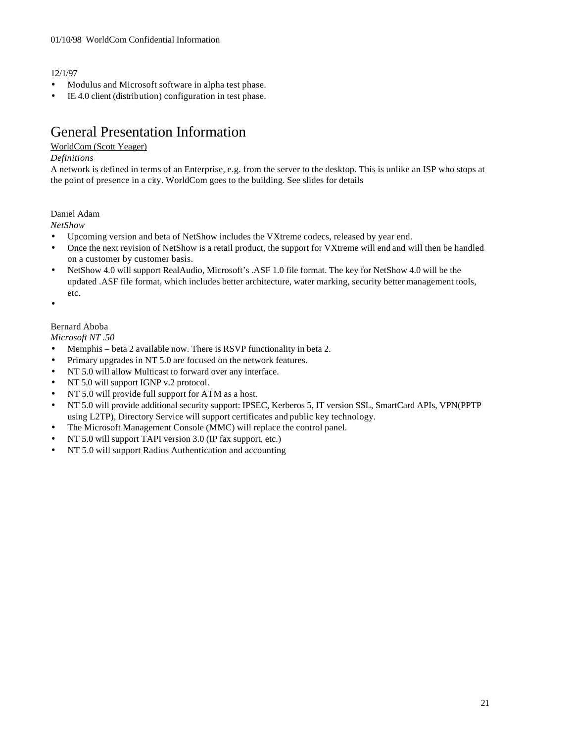12/1/97

- Modulus and Microsoft software in alpha test phase.
- IE 4.0 client (distribution) configuration in test phase.

# General Presentation Information

WorldCom (Scott Yeager)

*Definitions*

A network is defined in terms of an Enterprise, e.g. from the server to the desktop. This is unlike an ISP who stops at the point of presence in a city. WorldCom goes to the building. See slides for details

Daniel Adam

*NetShow*

- Upcoming version and beta of NetShow includes the VXtreme codecs, released by year end.
- Once the next revision of NetShow is a retail product, the support for VXtreme will end and will then be handled on a customer by customer basis.
- NetShow 4.0 will support RealAudio, Microsoft's .ASF 1.0 file format. The key for NetShow 4.0 will be the updated .ASF file format, which includes better architecture, water marking, security better management tools, etc.
- 

Bernard Aboba

*Microsoft NT .50*

- Memphis – beta 2 available now. There is RSVP functionality in beta 2.
- Primary upgrades in NT 5.0 are focused on the network features.
- NT 5.0 will allow Multicast to forward over any interface.
- NT 5.0 will support IGNP v.2 protocol.
- NT 5.0 will provide full support for ATM as a host.
- NT 5.0 will provide additional security support: IPSEC, Kerberos 5, IT version SSL, SmartCard APIs, VPN(PPTP using L2TP), Directory Service will support certificates and public key technology.
- The Microsoft Management Console (MMC) will replace the control panel.
- NT 5.0 will support TAPI version 3.0 (IP fax support, etc.)
- NT 5.0 will support Radius Authentication and accounting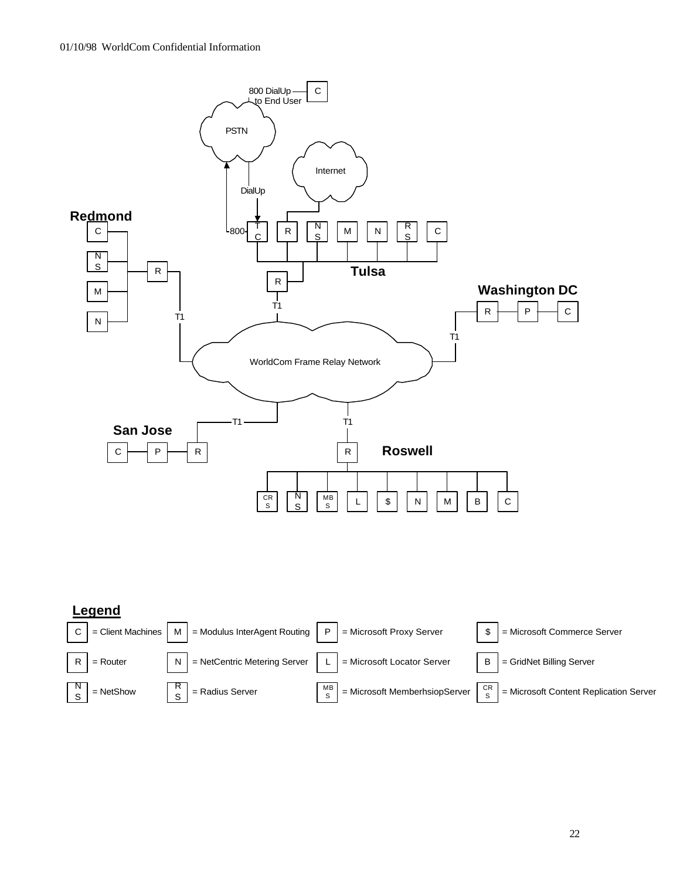800 DialUp to End User

C

PSTN

Internet

DialUp

800

Redmond

C

NS

M

N

R

T1

TC

R

NS

M

N

RS

C

Tulsa

R

T1

Washington DC

R

P

C

T1

WorldCom Frame Relay Network

T1

T1

San Jose

C

P

R

R

Roswell

CRS

NS

MBS

L

$

N

M

B

C

**Legend**

C = Client Machines

M = Modulus InterAgent Routing

P = Microsoft Proxy Server

$ = Microsoft Commerce Server

R = Router

N = NetCentric Metering Server

L = Microsoft Locator Server

B = GridNet Billing Server

NS = NetShow

RS = Radius Server

MBS = Microsoft MemberhsiopServer

CRS = Microsoft Content Replication Server